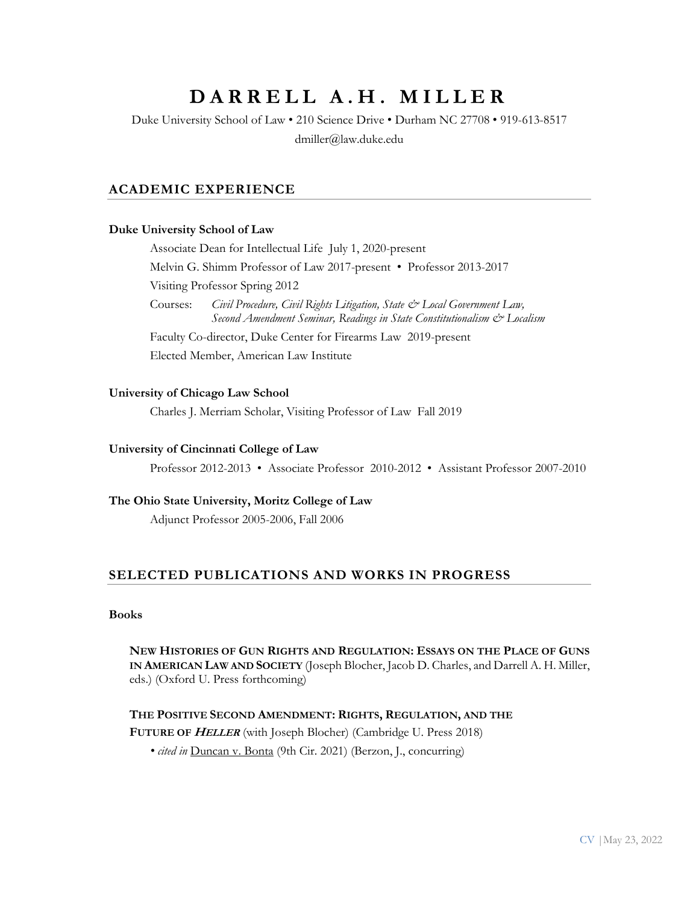# D A R R E L L   A . H .   M I L L E R

Duke University School of Law • 210 Science Drive • Durham NC 27708 • 919-613-8517

dmiller@law.duke.edu

## ACADEMIC EXPERIENCE

**Duke University School of Law**

Associate Dean for Intellectual Life  July 1, 2020-present

Melvin G. Shimm Professor of Law 2017-present  •  Professor 2013-2017

Visiting Professor Spring 2012

Courses: *Civil Procedure, Civil Rights Litigation, State & Local Government Law, Second Amendment Seminar, Readings in State Constitutionalism & Localism*

Faculty Co-director, Duke Center for Firearms Law  2019-present

Elected Member, American Law Institute

**University of Chicago Law School**

Charles J. Merriam Scholar, Visiting Professor of Law  Fall 2019

**University of Cincinnati College of Law**

Professor 2012-2013  •  Associate Professor  2010-2012  •  Assistant Professor 2007-2010

**The Ohio State University, Moritz College of Law**

Adjunct Professor 2005-2006, Fall 2006

## SELECTED PUBLICATIONS AND WORKS IN PROGRESS

**Books**

**NEW HISTORIES OF GUN RIGHTS AND REGULATION: ESSAYS ON THE PLACE OF GUNS IN AMERICAN LAW AND SOCIETY** (Joseph Blocher, Jacob D. Charles, and Darrell A. H. Miller, eds.) (Oxford U. Press forthcoming)

**THE POSITIVE SECOND AMENDMENT: RIGHTS, REGULATION, AND THE FUTURE OF *HELLER*** (with Joseph Blocher) (Cambridge U. Press 2018)

• *cited in* Duncan v. Bonta (9th Cir. 2021) (Berzon, J., concurring)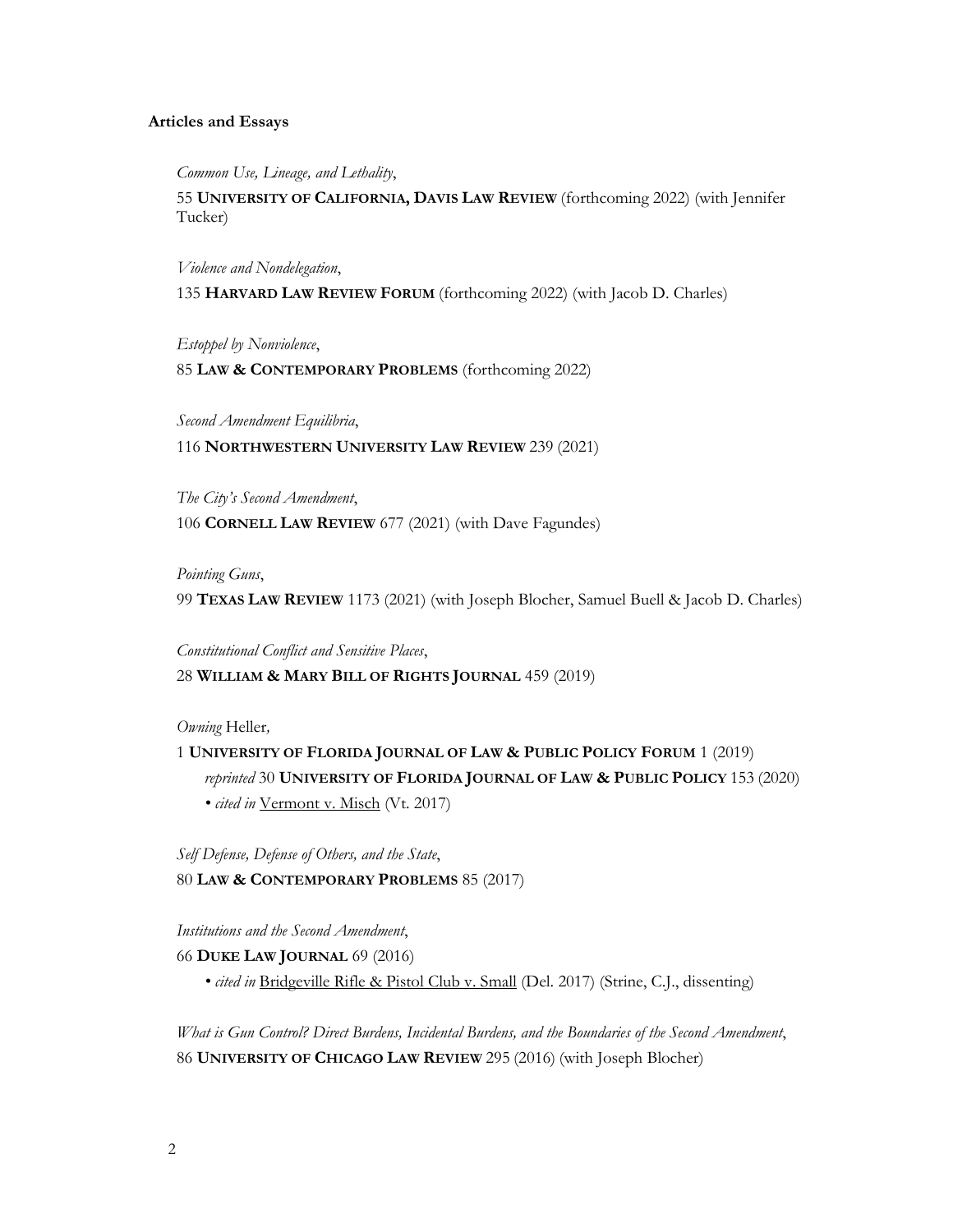**Articles and Essays**

*Common Use, Lineage, and Lethality*,
55 **UNIVERSITY OF CALIFORNIA, DAVIS LAW REVIEW** (forthcoming 2022) (with Jennifer Tucker)

*Violence and Nondelegation*,
135 **HARVARD LAW REVIEW FORUM** (forthcoming 2022) (with Jacob D. Charles)

*Estoppel by Nonviolence*,
85 **LAW & CONTEMPORARY PROBLEMS** (forthcoming 2022)

*Second Amendment Equilibria*,
116 **NORTHWESTERN UNIVERSITY LAW REVIEW** 239 (2021)

*The City's Second Amendment*,
106 **CORNELL LAW REVIEW** 677 (2021) (with Dave Fagundes)

*Pointing Guns*,
99 **TEXAS LAW REVIEW** 1173 (2021) (with Joseph Blocher, Samuel Buell & Jacob D. Charles)

*Constitutional Conflict and Sensitive Places*,
28 **WILLIAM & MARY BILL OF RIGHTS JOURNAL** 459 (2019)

*Owning* Heller,
1 **UNIVERSITY OF FLORIDA JOURNAL OF LAW & PUBLIC POLICY FORUM** 1 (2019)
*reprinted* 30 **UNIVERSITY OF FLORIDA JOURNAL OF LAW & PUBLIC POLICY** 153 (2020)
• *cited in* Vermont v. Misch (Vt. 2017)

*Self Defense, Defense of Others, and the State*,
80 **LAW & CONTEMPORARY PROBLEMS** 85 (2017)

*Institutions and the Second Amendment*,
66 **DUKE LAW JOURNAL** 69 (2016)
• *cited in* Bridgeville Rifle & Pistol Club v. Small (Del. 2017) (Strine, C.J., dissenting)

*What is Gun Control? Direct Burdens, Incidental Burdens, and the Boundaries of the Second Amendment*,
86 **UNIVERSITY OF CHICAGO LAW REVIEW** 295 (2016) (with Joseph Blocher)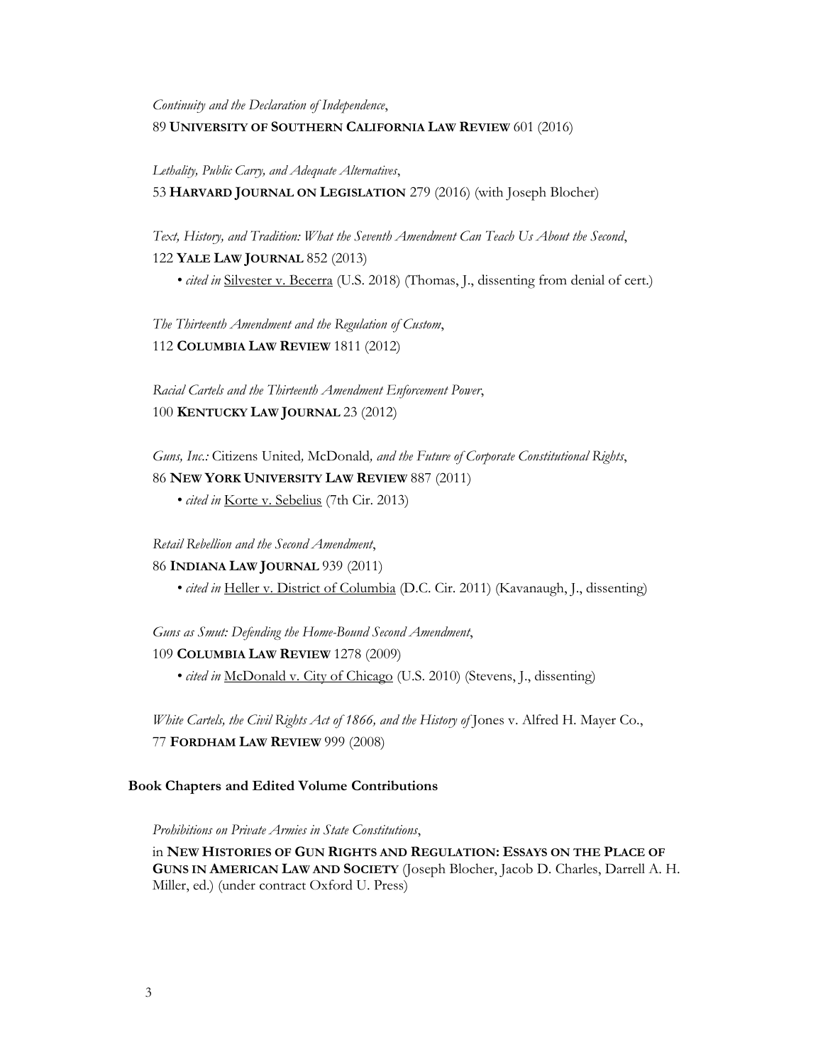*Continuity and the Declaration of Independence*,
89 **UNIVERSITY OF SOUTHERN CALIFORNIA LAW REVIEW** 601 (2016)

*Lethality, Public Carry, and Adequate Alternatives*,
53 **HARVARD JOURNAL ON LEGISLATION** 279 (2016) (with Joseph Blocher)

*Text, History, and Tradition: What the Seventh Amendment Can Teach Us About the Second*,
122 **YALE LAW JOURNAL** 852 (2013)

- *cited in* Silvester v. Becerra (U.S. 2018) (Thomas, J., dissenting from denial of cert.)

*The Thirteenth Amendment and the Regulation of Custom*,
112 **COLUMBIA LAW REVIEW** 1811 (2012)

*Racial Cartels and the Thirteenth Amendment Enforcement Power*,
100 **KENTUCKY LAW JOURNAL** 23 (2012)

*Guns, Inc.:* Citizens United*,* McDonald*, and the Future of Corporate Constitutional Rights*,
86 **NEW YORK UNIVERSITY LAW REVIEW** 887 (2011)

- *cited in* Korte v. Sebelius (7th Cir. 2013)

*Retail Rebellion and the Second Amendment*,
86 **INDIANA LAW JOURNAL** 939 (2011)

- *cited in* Heller v. District of Columbia (D.C. Cir. 2011) (Kavanaugh, J., dissenting)

*Guns as Smut: Defending the Home-Bound Second Amendment*,
109 **COLUMBIA LAW REVIEW** 1278 (2009)

- *cited in* McDonald v. City of Chicago (U.S. 2010) (Stevens, J., dissenting)

*White Cartels, the Civil Rights Act of 1866, and the History of* Jones v. Alfred H. Mayer Co.,
77 **FORDHAM LAW REVIEW** 999 (2008)

### Book Chapters and Edited Volume Contributions

*Prohibitions on Private Armies in State Constitutions*,
in **NEW HISTORIES OF GUN RIGHTS AND REGULATION: ESSAYS ON THE PLACE OF GUNS IN AMERICAN LAW AND SOCIETY** (Joseph Blocher, Jacob D. Charles, Darrell A. H. Miller, ed.) (under contract Oxford U. Press)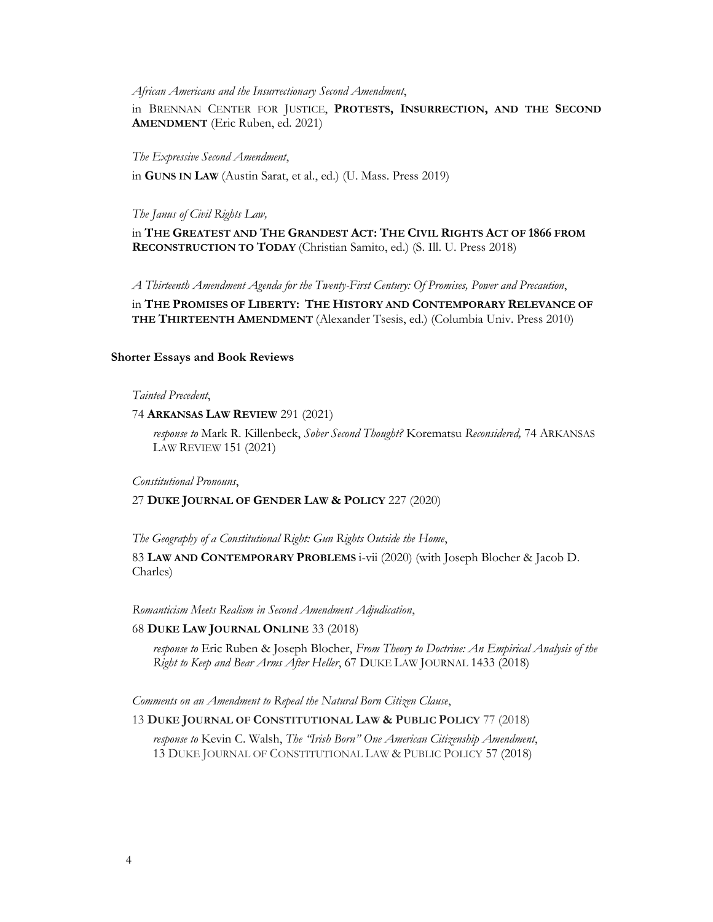*African Americans and the Insurrectionary Second Amendment*,

in BRENNAN CENTER FOR JUSTICE, **PROTESTS, INSURRECTION, AND THE SECOND AMENDMENT** (Eric Ruben, ed. 2021)

*The Expressive Second Amendment*,

in **GUNS IN LAW** (Austin Sarat, et al., ed.) (U. Mass. Press 2019)

*The Janus of Civil Rights Law,*

in **THE GREATEST AND THE GRANDEST ACT: THE CIVIL RIGHTS ACT OF 1866 FROM RECONSTRUCTION TO TODAY** (Christian Samito, ed.) (S. Ill. U. Press 2018)

*A Thirteenth Amendment Agenda for the Twenty-First Century: Of Promises, Power and Precaution*,

in **THE PROMISES OF LIBERTY: THE HISTORY AND CONTEMPORARY RELEVANCE OF THE THIRTEENTH AMENDMENT** (Alexander Tsesis, ed.) (Columbia Univ. Press 2010)

**Shorter Essays and Book Reviews**

*Tainted Precedent*,

74 **ARKANSAS LAW REVIEW** 291 (2021)

*response to* Mark R. Killenbeck, *Sober Second Thought?* Korematsu *Reconsidered,* 74 ARKANSAS LAW REVIEW 151 (2021)

*Constitutional Pronouns*,

27 **DUKE JOURNAL OF GENDER LAW & POLICY** 227 (2020)

*The Geography of a Constitutional Right: Gun Rights Outside the Home*,

83 **LAW AND CONTEMPORARY PROBLEMS** i-vii (2020) (with Joseph Blocher & Jacob D. Charles)

*Romanticism Meets Realism in Second Amendment Adjudication*,

68 **DUKE LAW JOURNAL ONLINE** 33 (2018)

*response to* Eric Ruben & Joseph Blocher, *From Theory to Doctrine: An Empirical Analysis of the Right to Keep and Bear Arms After Heller*, 67 DUKE LAW JOURNAL 1433 (2018)

*Comments on an Amendment to Repeal the Natural Born Citizen Clause*,

13 **DUKE JOURNAL OF CONSTITUTIONAL LAW & PUBLIC POLICY** 77 (2018)

*response to* Kevin C. Walsh, *The "Irish Born" One American Citizenship Amendment*, 13 DUKE JOURNAL OF CONSTITUTIONAL LAW & PUBLIC POLICY 57 (2018)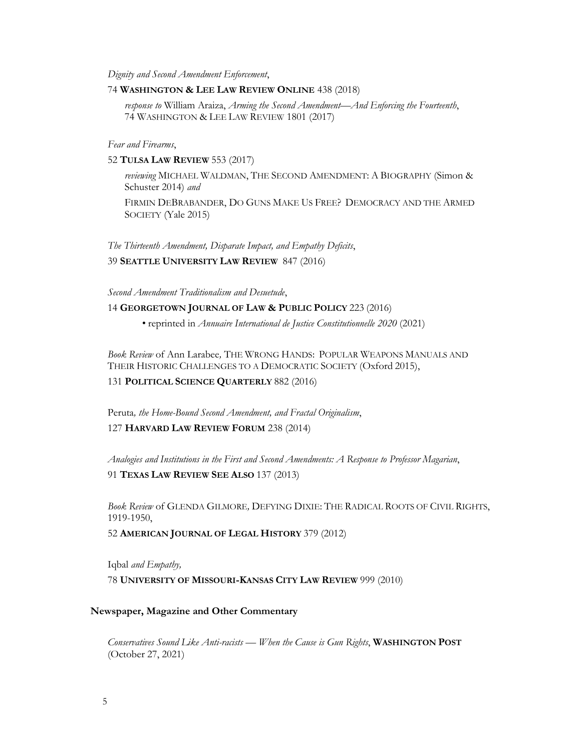*Dignity and Second Amendment Enforcement*,

74 **WASHINGTON & LEE LAW REVIEW ONLINE** 438 (2018)

*response to* William Araiza, *Arming the Second Amendment—And Enforcing the Fourteenth*, 74 WASHINGTON & LEE LAW REVIEW 1801 (2017)

*Fear and Firearms*,

52 **TULSA LAW REVIEW** 553 (2017)

*reviewing* MICHAEL WALDMAN, THE SECOND AMENDMENT: A BIOGRAPHY (Simon & Schuster 2014) *and*

FIRMIN DEBRABANDER, DO GUNS MAKE US FREE? DEMOCRACY AND THE ARMED SOCIETY (Yale 2015)

*The Thirteenth Amendment, Disparate Impact, and Empathy Deficits*,

39 **SEATTLE UNIVERSITY LAW REVIEW** 847 (2016)

*Second Amendment Traditionalism and Desuetude*,

14 **GEORGETOWN JOURNAL OF LAW & PUBLIC POLICY** 223 (2016)

- reprinted in *Annuaire International de Justice Constitutionnelle 2020* (2021)

*Book Review* of Ann Larabee*,* THE WRONG HANDS: POPULAR WEAPONS MANUALS AND THEIR HISTORIC CHALLENGES TO A DEMOCRATIC SOCIETY (Oxford 2015),

131 **POLITICAL SCIENCE QUARTERLY** 882 (2016)

Peruta*, the Home-Bound Second Amendment, and Fractal Originalism*,

127 **HARVARD LAW REVIEW FORUM** 238 (2014)

*Analogies and Institutions in the First and Second Amendments: A Response to Professor Magarian*,

91 **TEXAS LAW REVIEW SEE ALSO** 137 (2013)

*Book Review* of GLENDA GILMORE*,* DEFYING DIXIE: THE RADICAL ROOTS OF CIVIL RIGHTS, 1919-1950,

52 **AMERICAN JOURNAL OF LEGAL HISTORY** 379 (2012)

Iqbal *and Empathy,*

78 **UNIVERSITY OF MISSOURI-KANSAS CITY LAW REVIEW** 999 (2010)

### Newspaper, Magazine and Other Commentary

*Conservatives Sound Like Anti-racists — When the Cause is Gun Rights*, **WASHINGTON POST** (October 27, 2021)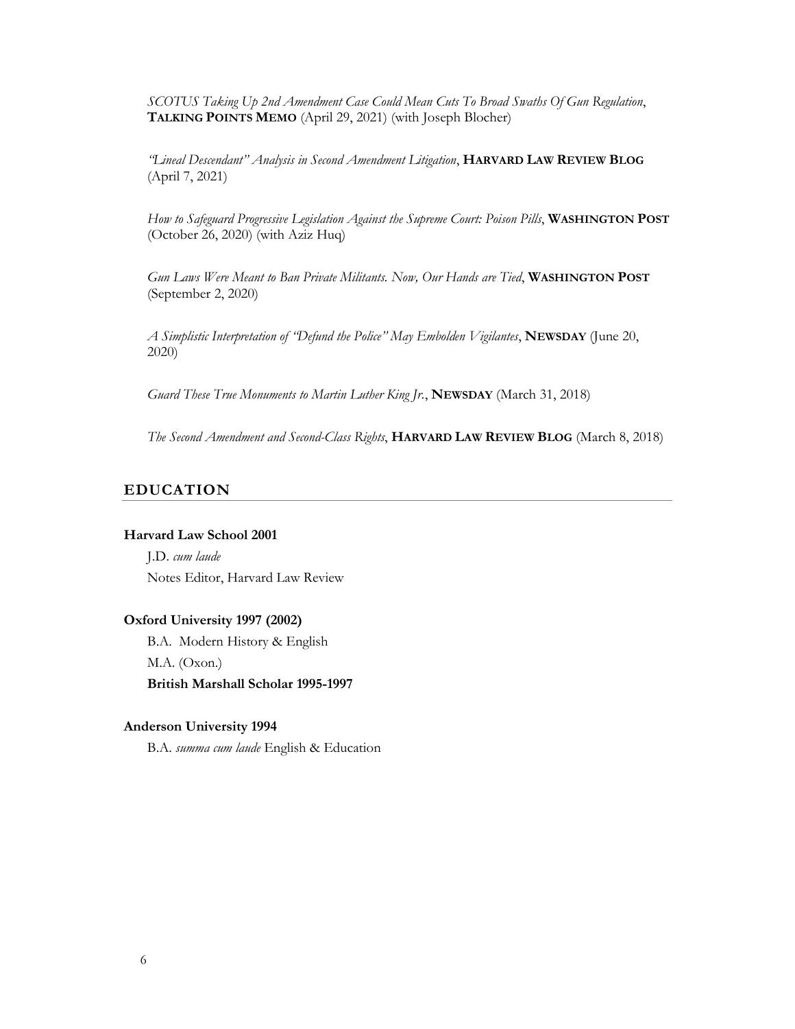*SCOTUS Taking Up 2nd Amendment Case Could Mean Cuts To Broad Swaths Of Gun Regulation*, **TALKING POINTS MEMO** (April 29, 2021) (with Joseph Blocher)

*"Lineal Descendant" Analysis in Second Amendment Litigation*, **HARVARD LAW REVIEW BLOG** (April 7, 2021)

*How to Safeguard Progressive Legislation Against the Supreme Court: Poison Pills*, **WASHINGTON POST** (October 26, 2020) (with Aziz Huq)

*Gun Laws Were Meant to Ban Private Militants. Now, Our Hands are Tied*, **WASHINGTON POST** (September 2, 2020)

*A Simplistic Interpretation of "Defund the Police" May Embolden Vigilantes*, **NEWSDAY** (June 20, 2020)

*Guard These True Monuments to Martin Luther King Jr.*, **NEWSDAY** (March 31, 2018)

*The Second Amendment and Second-Class Rights*, **HARVARD LAW REVIEW BLOG** (March 8, 2018)

## EDUCATION

**Harvard Law School 2001**

J.D. *cum laude*

Notes Editor, Harvard Law Review

**Oxford University 1997 (2002)**

B.A. Modern History & English

M.A. (Oxon.)

**British Marshall Scholar 1995-1997**

**Anderson University 1994**

B.A. *summa cum laude* English & Education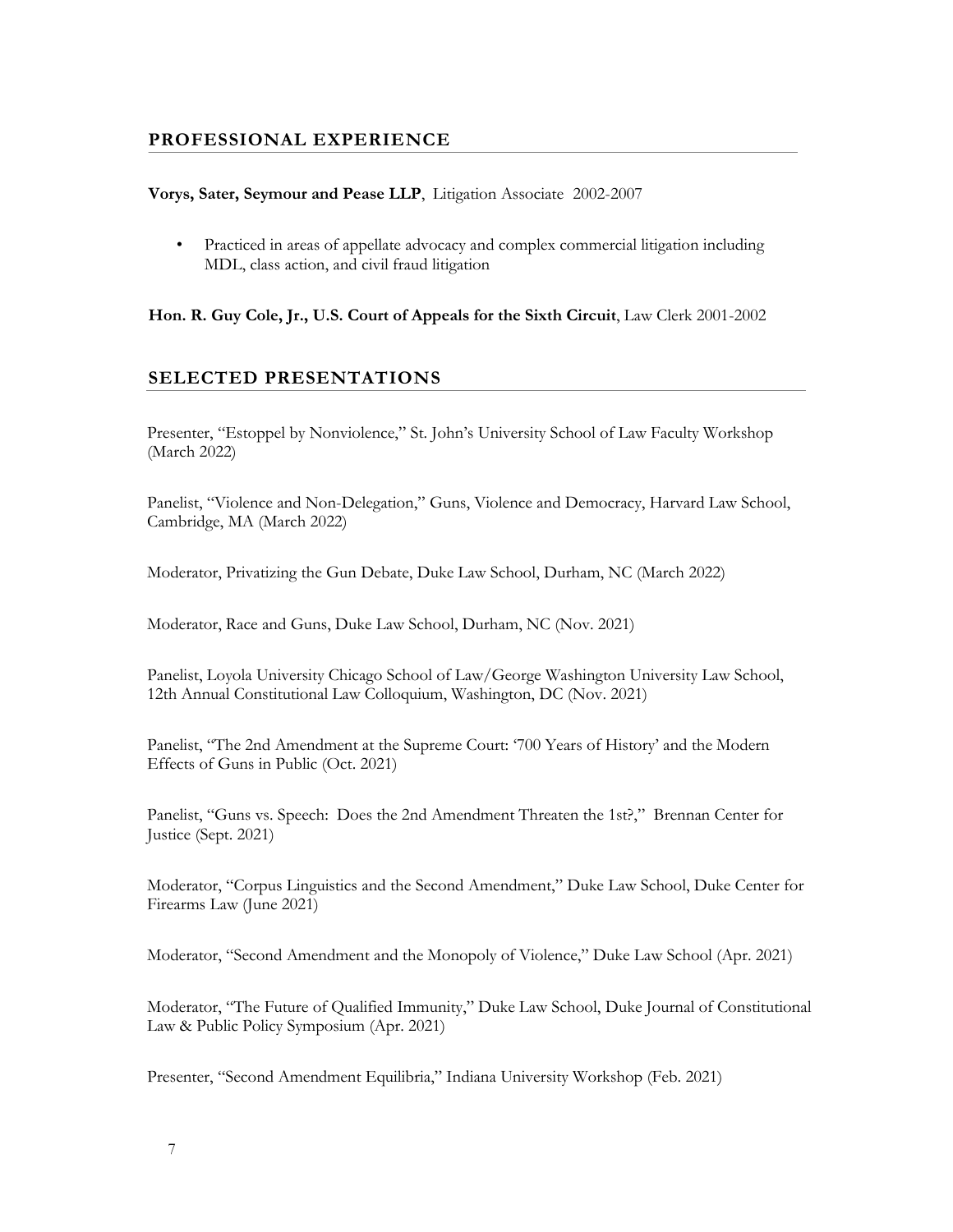## PROFESSIONAL EXPERIENCE

**Vorys, Sater, Seymour and Pease LLP**, Litigation Associate 2002-2007

- Practiced in areas of appellate advocacy and complex commercial litigation including MDL, class action, and civil fraud litigation

**Hon. R. Guy Cole, Jr., U.S. Court of Appeals for the Sixth Circuit**, Law Clerk 2001-2002

## SELECTED PRESENTATIONS

Presenter, "Estoppel by Nonviolence," St. John's University School of Law Faculty Workshop (March 2022)

Panelist, "Violence and Non-Delegation," Guns, Violence and Democracy, Harvard Law School, Cambridge, MA (March 2022)

Moderator, Privatizing the Gun Debate, Duke Law School, Durham, NC (March 2022)

Moderator, Race and Guns, Duke Law School, Durham, NC (Nov. 2021)

Panelist, Loyola University Chicago School of Law/George Washington University Law School, 12th Annual Constitutional Law Colloquium, Washington, DC (Nov. 2021)

Panelist, "The 2nd Amendment at the Supreme Court: '700 Years of History' and the Modern Effects of Guns in Public (Oct. 2021)

Panelist, "Guns vs. Speech: Does the 2nd Amendment Threaten the 1st?," Brennan Center for Justice (Sept. 2021)

Moderator, "Corpus Linguistics and the Second Amendment," Duke Law School, Duke Center for Firearms Law (June 2021)

Moderator, "Second Amendment and the Monopoly of Violence," Duke Law School (Apr. 2021)

Moderator, "The Future of Qualified Immunity," Duke Law School, Duke Journal of Constitutional Law & Public Policy Symposium (Apr. 2021)

Presenter, "Second Amendment Equilibria," Indiana University Workshop (Feb. 2021)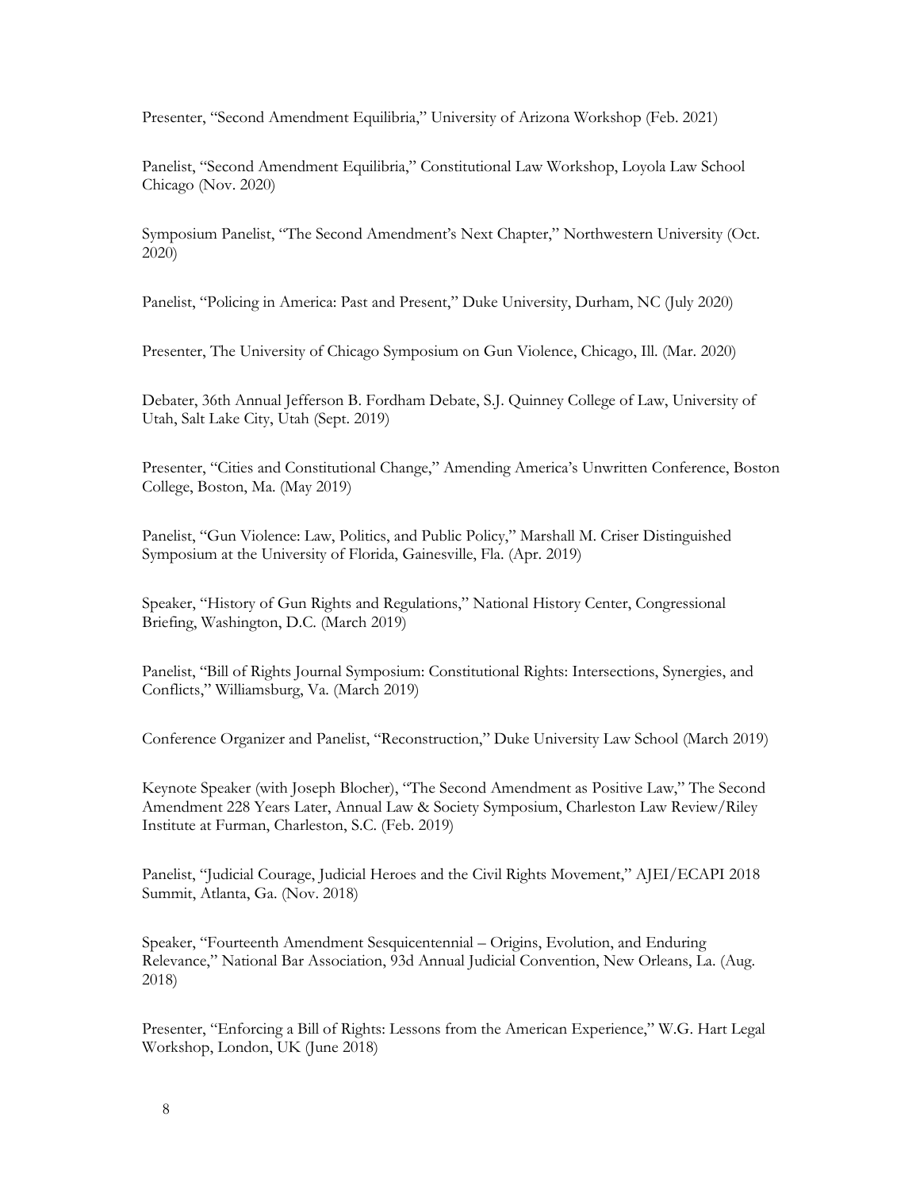Presenter, "Second Amendment Equilibria," University of Arizona Workshop (Feb. 2021)

Panelist, "Second Amendment Equilibria," Constitutional Law Workshop, Loyola Law School Chicago (Nov. 2020)

Symposium Panelist, "The Second Amendment's Next Chapter," Northwestern University (Oct. 2020)

Panelist, "Policing in America: Past and Present," Duke University, Durham, NC (July 2020)

Presenter, The University of Chicago Symposium on Gun Violence, Chicago, Ill. (Mar. 2020)

Debater, 36th Annual Jefferson B. Fordham Debate, S.J. Quinney College of Law, University of Utah, Salt Lake City, Utah (Sept. 2019)

Presenter, "Cities and Constitutional Change," Amending America's Unwritten Conference, Boston College, Boston, Ma. (May 2019)

Panelist, "Gun Violence: Law, Politics, and Public Policy," Marshall M. Criser Distinguished Symposium at the University of Florida, Gainesville, Fla. (Apr. 2019)

Speaker, "History of Gun Rights and Regulations," National History Center, Congressional Briefing, Washington, D.C. (March 2019)

Panelist, "Bill of Rights Journal Symposium: Constitutional Rights: Intersections, Synergies, and Conflicts," Williamsburg, Va. (March 2019)

Conference Organizer and Panelist, "Reconstruction," Duke University Law School (March 2019)

Keynote Speaker (with Joseph Blocher), "The Second Amendment as Positive Law," The Second Amendment 228 Years Later, Annual Law & Society Symposium, Charleston Law Review/Riley Institute at Furman, Charleston, S.C. (Feb. 2019)

Panelist, "Judicial Courage, Judicial Heroes and the Civil Rights Movement," AJEI/ECAPI 2018 Summit, Atlanta, Ga. (Nov. 2018)

Speaker, "Fourteenth Amendment Sesquicentennial – Origins, Evolution, and Enduring Relevance," National Bar Association, 93d Annual Judicial Convention, New Orleans, La. (Aug. 2018)

Presenter, "Enforcing a Bill of Rights: Lessons from the American Experience," W.G. Hart Legal Workshop, London, UK (June 2018)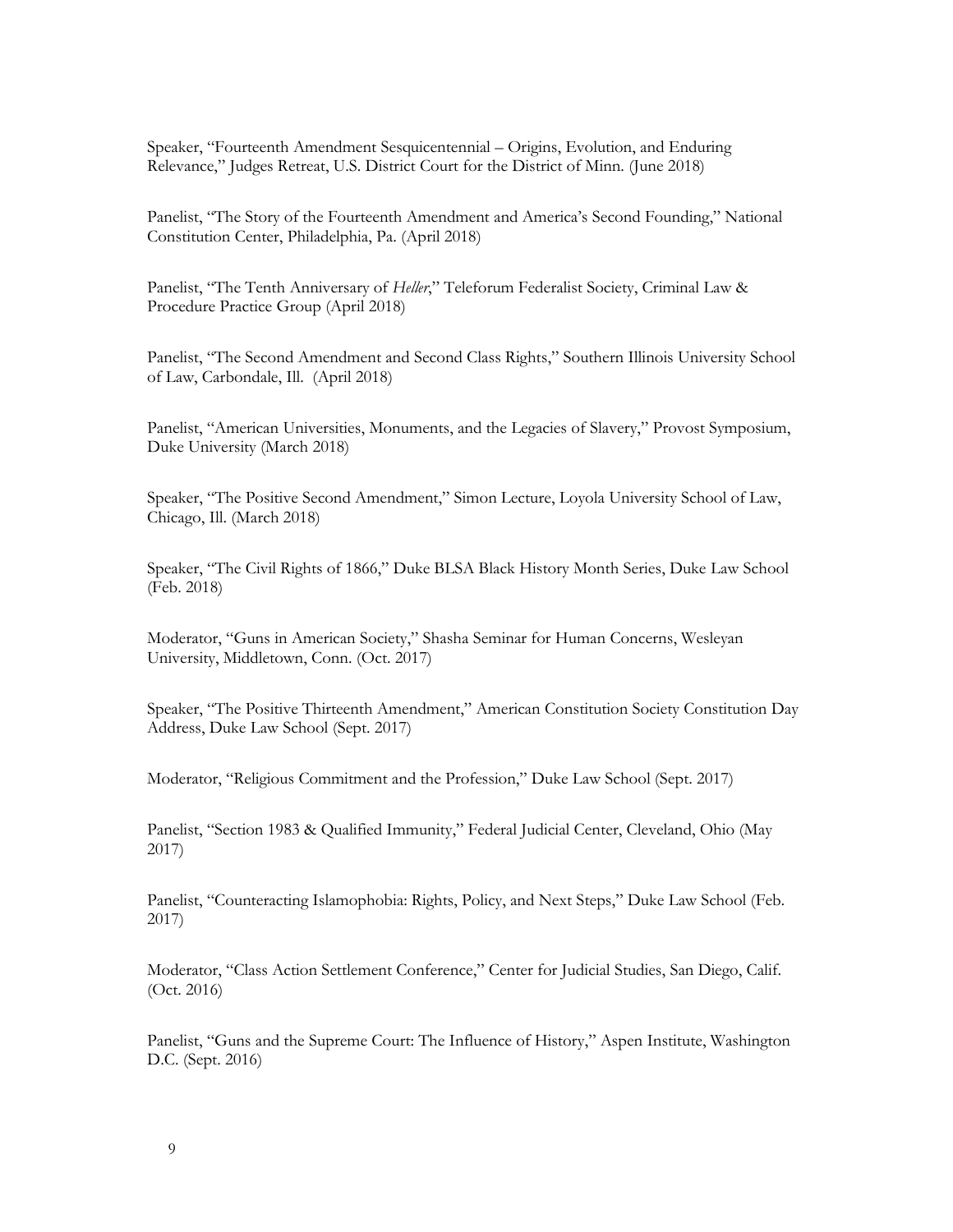Speaker, "Fourteenth Amendment Sesquicentennial – Origins, Evolution, and Enduring Relevance," Judges Retreat, U.S. District Court for the District of Minn. (June 2018)

Panelist, "The Story of the Fourteenth Amendment and America's Second Founding," National Constitution Center, Philadelphia, Pa. (April 2018)

Panelist, "The Tenth Anniversary of *Heller*," Teleforum Federalist Society, Criminal Law & Procedure Practice Group (April 2018)

Panelist, "The Second Amendment and Second Class Rights," Southern Illinois University School of Law, Carbondale, Ill. (April 2018)

Panelist, "American Universities, Monuments, and the Legacies of Slavery," Provost Symposium, Duke University (March 2018)

Speaker, "The Positive Second Amendment," Simon Lecture, Loyola University School of Law, Chicago, Ill. (March 2018)

Speaker, "The Civil Rights of 1866," Duke BLSA Black History Month Series, Duke Law School (Feb. 2018)

Moderator, "Guns in American Society," Shasha Seminar for Human Concerns, Wesleyan University, Middletown, Conn. (Oct. 2017)

Speaker, "The Positive Thirteenth Amendment," American Constitution Society Constitution Day Address, Duke Law School (Sept. 2017)

Moderator, "Religious Commitment and the Profession," Duke Law School (Sept. 2017)

Panelist, "Section 1983 & Qualified Immunity," Federal Judicial Center, Cleveland, Ohio (May 2017)

Panelist, "Counteracting Islamophobia: Rights, Policy, and Next Steps," Duke Law School (Feb. 2017)

Moderator, "Class Action Settlement Conference," Center for Judicial Studies, San Diego, Calif. (Oct. 2016)

Panelist, "Guns and the Supreme Court: The Influence of History," Aspen Institute, Washington D.C. (Sept. 2016)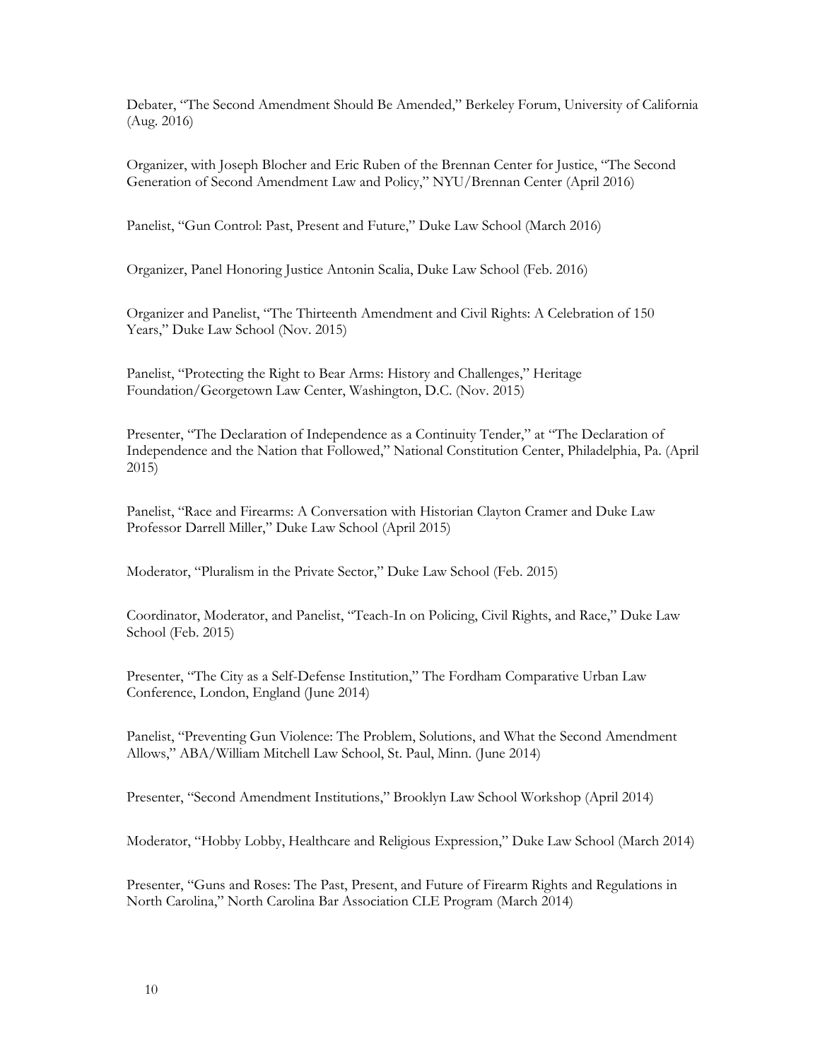Debater, "The Second Amendment Should Be Amended," Berkeley Forum, University of California (Aug. 2016)

Organizer, with Joseph Blocher and Eric Ruben of the Brennan Center for Justice, "The Second Generation of Second Amendment Law and Policy," NYU/Brennan Center (April 2016)

Panelist, "Gun Control: Past, Present and Future," Duke Law School (March 2016)

Organizer, Panel Honoring Justice Antonin Scalia, Duke Law School (Feb. 2016)

Organizer and Panelist, "The Thirteenth Amendment and Civil Rights: A Celebration of 150 Years," Duke Law School (Nov. 2015)

Panelist, "Protecting the Right to Bear Arms: History and Challenges," Heritage Foundation/Georgetown Law Center, Washington, D.C. (Nov. 2015)

Presenter, "The Declaration of Independence as a Continuity Tender," at "The Declaration of Independence and the Nation that Followed," National Constitution Center, Philadelphia, Pa. (April 2015)

Panelist, "Race and Firearms: A Conversation with Historian Clayton Cramer and Duke Law Professor Darrell Miller," Duke Law School (April 2015)

Moderator, "Pluralism in the Private Sector," Duke Law School (Feb. 2015)

Coordinator, Moderator, and Panelist, "Teach-In on Policing, Civil Rights, and Race," Duke Law School (Feb. 2015)

Presenter, "The City as a Self-Defense Institution," The Fordham Comparative Urban Law Conference, London, England (June 2014)

Panelist, "Preventing Gun Violence: The Problem, Solutions, and What the Second Amendment Allows," ABA/William Mitchell Law School, St. Paul, Minn. (June 2014)

Presenter, "Second Amendment Institutions," Brooklyn Law School Workshop (April 2014)

Moderator, "Hobby Lobby, Healthcare and Religious Expression," Duke Law School (March 2014)

Presenter, "Guns and Roses: The Past, Present, and Future of Firearm Rights and Regulations in North Carolina," North Carolina Bar Association CLE Program (March 2014)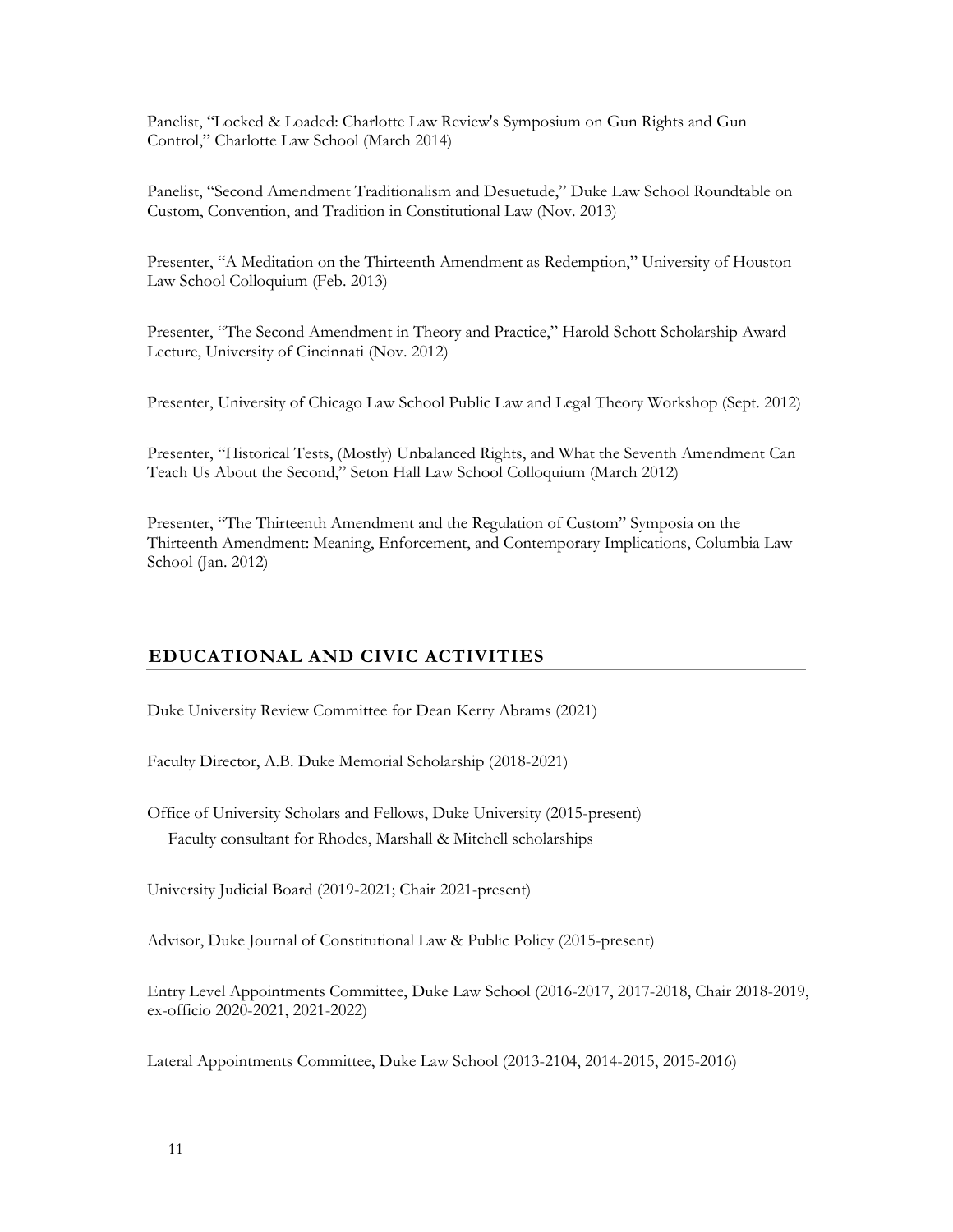Panelist, "Locked & Loaded: Charlotte Law Review's Symposium on Gun Rights and Gun Control," Charlotte Law School (March 2014)

Panelist, "Second Amendment Traditionalism and Desuetude," Duke Law School Roundtable on Custom, Convention, and Tradition in Constitutional Law (Nov. 2013)

Presenter, "A Meditation on the Thirteenth Amendment as Redemption," University of Houston Law School Colloquium (Feb. 2013)

Presenter, "The Second Amendment in Theory and Practice," Harold Schott Scholarship Award Lecture, University of Cincinnati (Nov. 2012)

Presenter, University of Chicago Law School Public Law and Legal Theory Workshop (Sept. 2012)

Presenter, "Historical Tests, (Mostly) Unbalanced Rights, and What the Seventh Amendment Can Teach Us About the Second," Seton Hall Law School Colloquium (March 2012)

Presenter, "The Thirteenth Amendment and the Regulation of Custom" Symposia on the Thirteenth Amendment: Meaning, Enforcement, and Contemporary Implications, Columbia Law School (Jan. 2012)

## EDUCATIONAL AND CIVIC ACTIVITIES

Duke University Review Committee for Dean Kerry Abrams (2021)

Faculty Director, A.B. Duke Memorial Scholarship (2018-2021)

Office of University Scholars and Fellows, Duke University (2015-present)
  Faculty consultant for Rhodes, Marshall & Mitchell scholarships

University Judicial Board (2019-2021; Chair 2021-present)

Advisor, Duke Journal of Constitutional Law & Public Policy (2015-present)

Entry Level Appointments Committee, Duke Law School (2016-2017, 2017-2018, Chair 2018-2019, ex-officio 2020-2021, 2021-2022)

Lateral Appointments Committee, Duke Law School (2013-2104, 2014-2015, 2015-2016)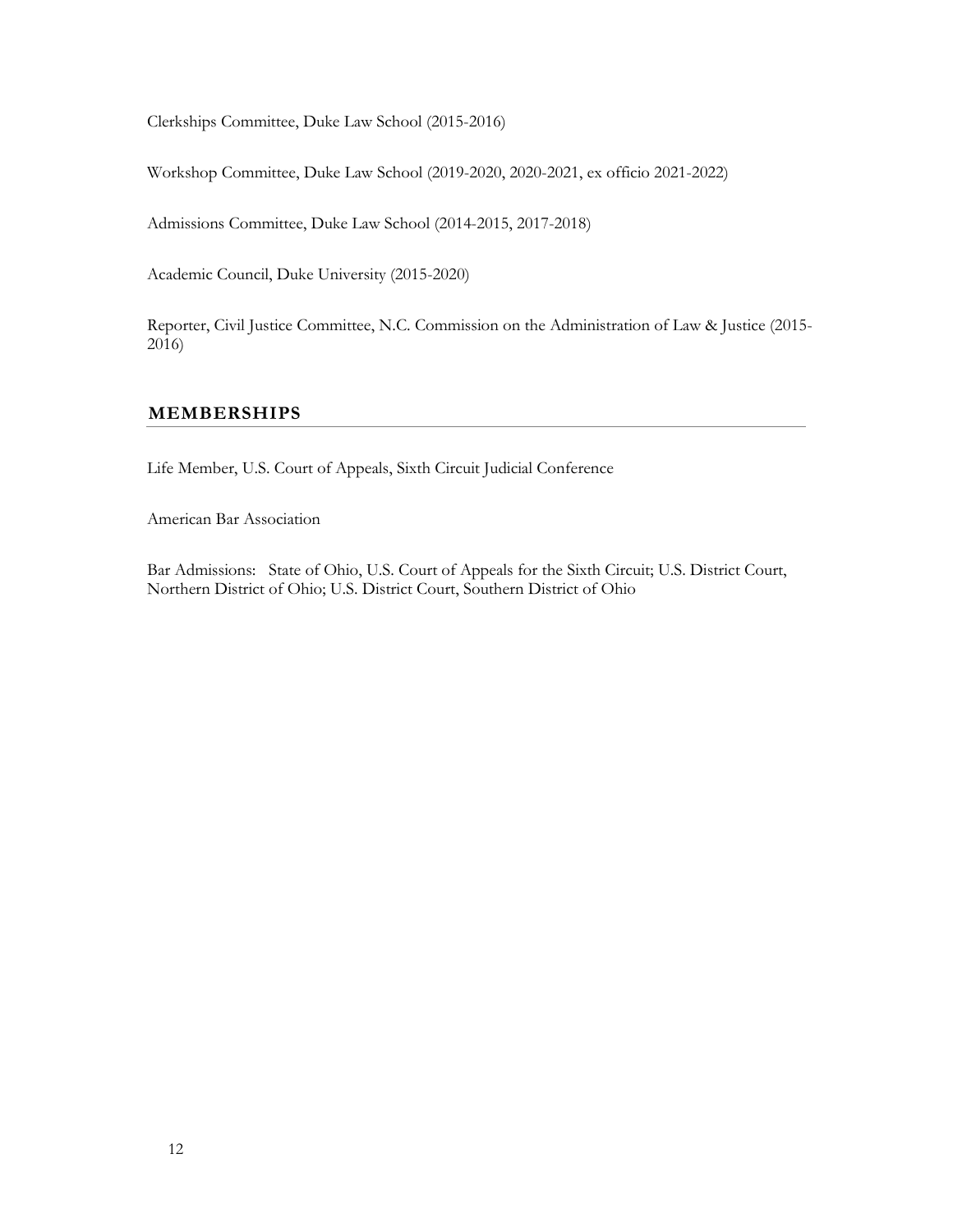Clerkships Committee, Duke Law School (2015-2016)

Workshop Committee, Duke Law School (2019-2020, 2020-2021, ex officio 2021-2022)

Admissions Committee, Duke Law School (2014-2015, 2017-2018)

Academic Council, Duke University (2015-2020)

Reporter, Civil Justice Committee, N.C. Commission on the Administration of Law & Justice (2015-2016)

## MEMBERSHIPS

Life Member, U.S. Court of Appeals, Sixth Circuit Judicial Conference

American Bar Association

Bar Admissions: State of Ohio, U.S. Court of Appeals for the Sixth Circuit; U.S. District Court, Northern District of Ohio; U.S. District Court, Southern District of Ohio